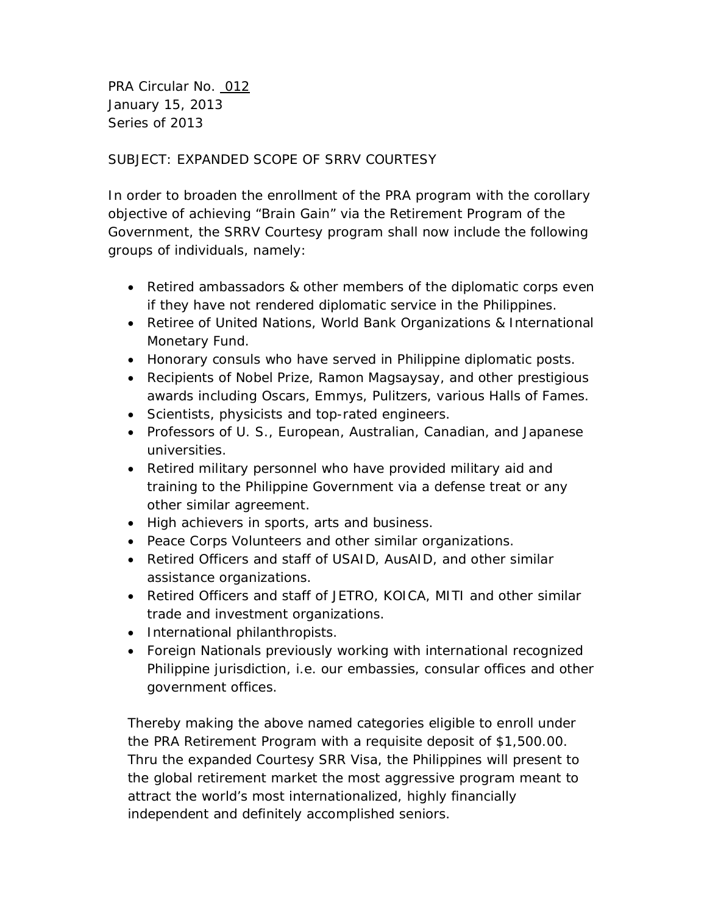PRA Circular No. 012
January 15, 2013
Series of 2013

SUBJECT: EXPANDED SCOPE OF SRRV COURTESY

In order to broaden the enrollment of the PRA program with the corollary objective of achieving "Brain Gain" via the Retirement Program of the Government, the SRRV Courtesy program shall now include the following groups of individuals, namely:

- Retired ambassadors & other members of the diplomatic corps even if they have not rendered diplomatic service in the Philippines.
- Retiree of United Nations, World Bank Organizations & International Monetary Fund.
- Honorary consuls who have served in Philippine diplomatic posts.
- Recipients of Nobel Prize, Ramon Magsaysay, and other prestigious awards including Oscars, Emmys, Pulitzers, various Halls of Fames.
- Scientists, physicists and top-rated engineers.
- Professors of U. S., European, Australian, Canadian, and Japanese universities.
- Retired military personnel who have provided military aid and training to the Philippine Government via a defense treat or any other similar agreement.
- High achievers in sports, arts and business.
- Peace Corps Volunteers and other similar organizations.
- Retired Officers and staff of USAID, AusAID, and other similar assistance organizations.
- Retired Officers and staff of JETRO, KOICA, MITI and other similar trade and investment organizations.
- International philanthropists.
- Foreign Nationals previously working with international recognized Philippine jurisdiction, i.e. our embassies, consular offices and other government offices.

Thereby making the above named categories eligible to enroll under the PRA Retirement Program with a requisite deposit of $1,500.00. Thru the expanded Courtesy SRR Visa, the Philippines will present to the global retirement market the most aggressive program meant to attract the world's most internationalized, highly financially independent and definitely accomplished seniors.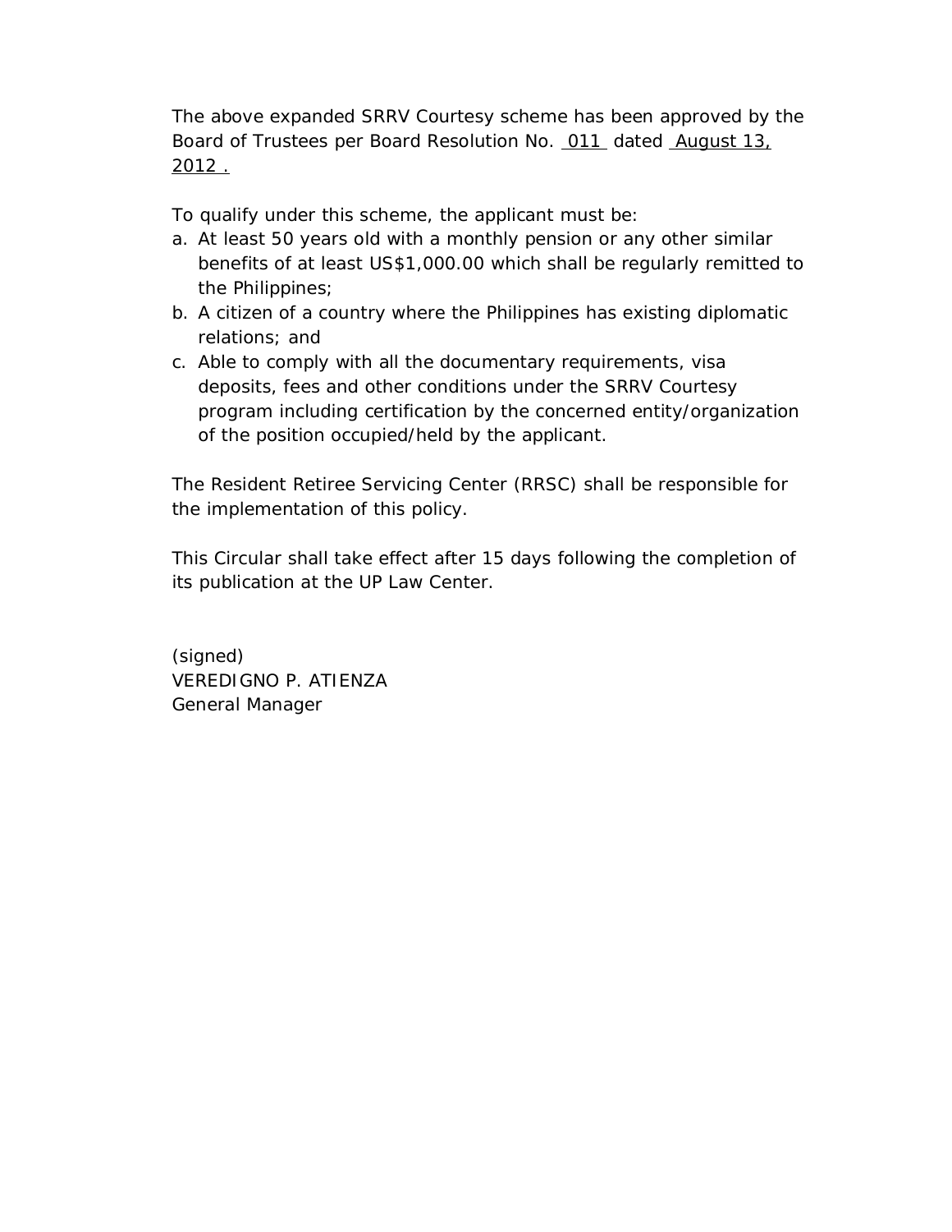The above expanded SRRV Courtesy scheme has been approved by the Board of Trustees per Board Resolution No. 011 dated August 13, 2012 .

To qualify under this scheme, the applicant must be:

a. At least 50 years old with a monthly pension or any other similar benefits of at least US$1,000.00 which shall be regularly remitted to the Philippines;
b. A citizen of a country where the Philippines has existing diplomatic relations; and
c. Able to comply with all the documentary requirements, visa deposits, fees and other conditions under the SRRV Courtesy program including certification by the concerned entity/organization of the position occupied/held by the applicant.

The Resident Retiree Servicing Center (RRSC) shall be responsible for the implementation of this policy.

This Circular shall take effect after 15 days following the completion of its publication at the UP Law Center.

(signed)
VEREDIGNO P. ATIENZA
General Manager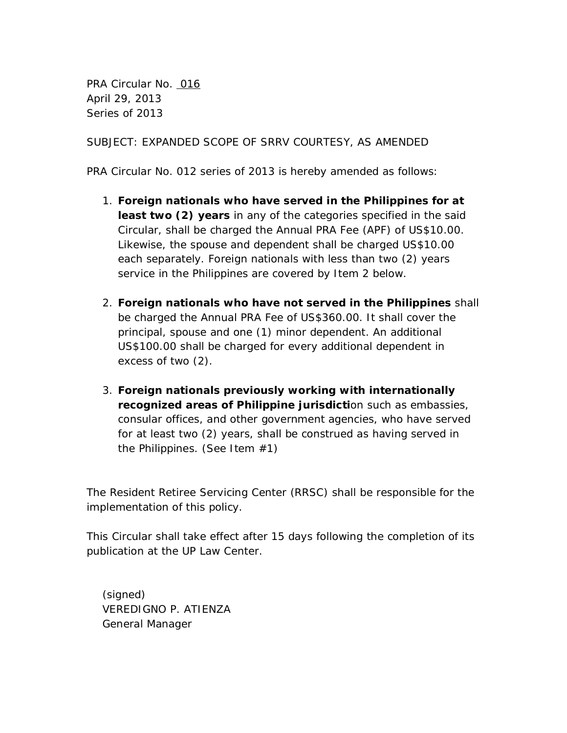PRA Circular No. 016
April 29, 2013
Series of 2013

SUBJECT: EXPANDED SCOPE OF SRRV COURTESY, AS AMENDED

PRA Circular No. 012 series of 2013 is hereby amended as follows:

1. **Foreign nationals who have served in the Philippines for at least two (2) years** in any of the categories specified in the said Circular, shall be charged the Annual PRA Fee (APF) of US$10.00. Likewise, the spouse and dependent shall be charged US$10.00 each separately. Foreign nationals with less than two (2) years service in the Philippines are covered by Item 2 below.

2. **Foreign nationals who have not served in the Philippines** shall be charged the Annual PRA Fee of US$360.00. It shall cover the principal, spouse and one (1) minor dependent. An additional US$100.00 shall be charged for every additional dependent in excess of two (2).

3. **Foreign nationals previously working with internationally recognized areas of Philippine jurisdicti**on such as embassies, consular offices, and other government agencies, who have served for at least two (2) years, shall be construed as having served in the Philippines. (See Item #1)

The Resident Retiree Servicing Center (RRSC) shall be responsible for the implementation of this policy.

This Circular shall take effect after 15 days following the completion of its publication at the UP Law Center.

(signed)
VEREDIGNO P. ATIENZA
General Manager